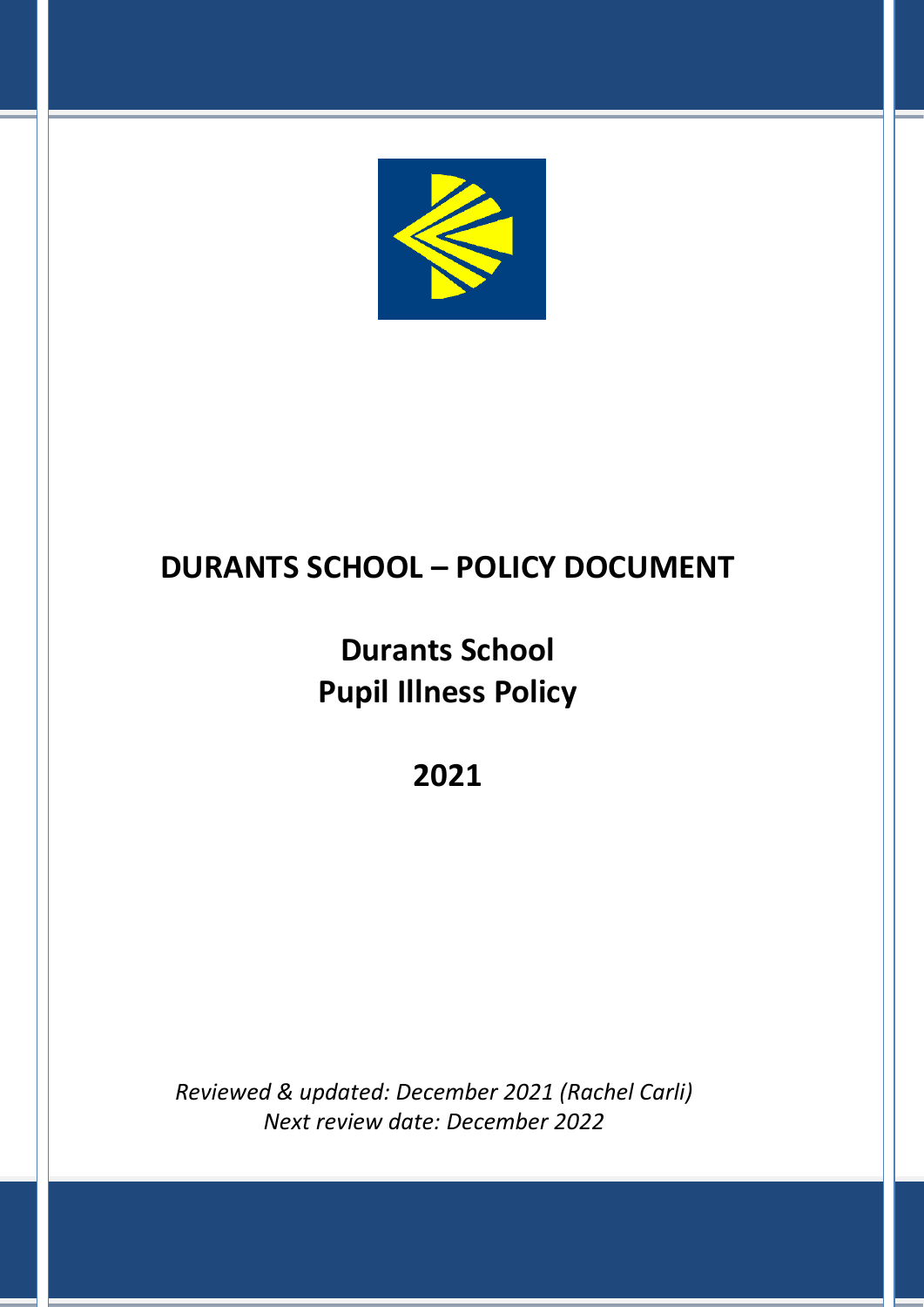# DURANTS SCHOOL – POLICY DOCUMENT

## Durants School
## Pupil Illness Policy

## 2021

*Reviewed & updated: December 2021 (Rachel Carli)*
*Next review date: December 2022*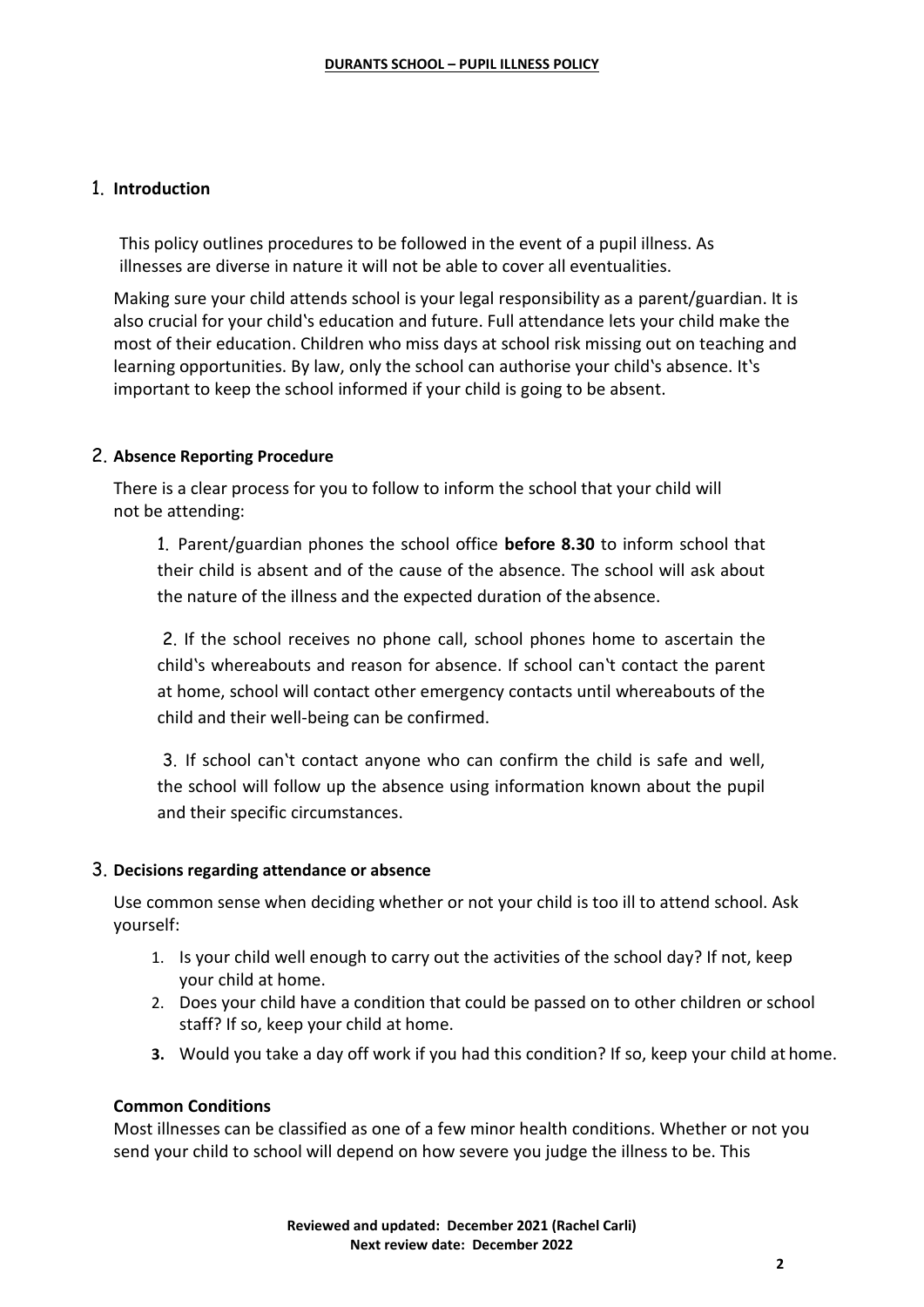## 1. Introduction

This policy outlines procedures to be followed in the event of a pupil illness. As illnesses are diverse in nature it will not be able to cover all eventualities.

Making sure your child attends school is your legal responsibility as a parent/guardian. It is also crucial for your child's education and future. Full attendance lets your child make the most of their education. Children who miss days at school risk missing out on teaching and learning opportunities. By law, only the school can authorise your child's absence. It's important to keep the school informed if your child is going to be absent.

## 2. Absence Reporting Procedure

There is a clear process for you to follow to inform the school that your child will not be attending:

1. Parent/guardian phones the school office **before 8.30** to inform school that their child is absent and of the cause of the absence. The school will ask about the nature of the illness and the expected duration of the absence.

2. If the school receives no phone call, school phones home to ascertain the child's whereabouts and reason for absence. If school can't contact the parent at home, school will contact other emergency contacts until whereabouts of the child and their well-being can be confirmed.

3. If school can't contact anyone who can confirm the child is safe and well, the school will follow up the absence using information known about the pupil and their specific circumstances.

## 3. Decisions regarding attendance or absence

Use common sense when deciding whether or not your child is too ill to attend school. Ask yourself:

1. Is your child well enough to carry out the activities of the school day? If not, keep your child at home.
2. Does your child have a condition that could be passed on to other children or school staff? If so, keep your child at home.
3. Would you take a day off work if you had this condition? If so, keep your child at home.

### Common Conditions

Most illnesses can be classified as one of a few minor health conditions. Whether or not you send your child to school will depend on how severe you judge the illness to be. This

**Reviewed and updated: December 2021 (Rachel Carli)**
**Next review date: December 2022**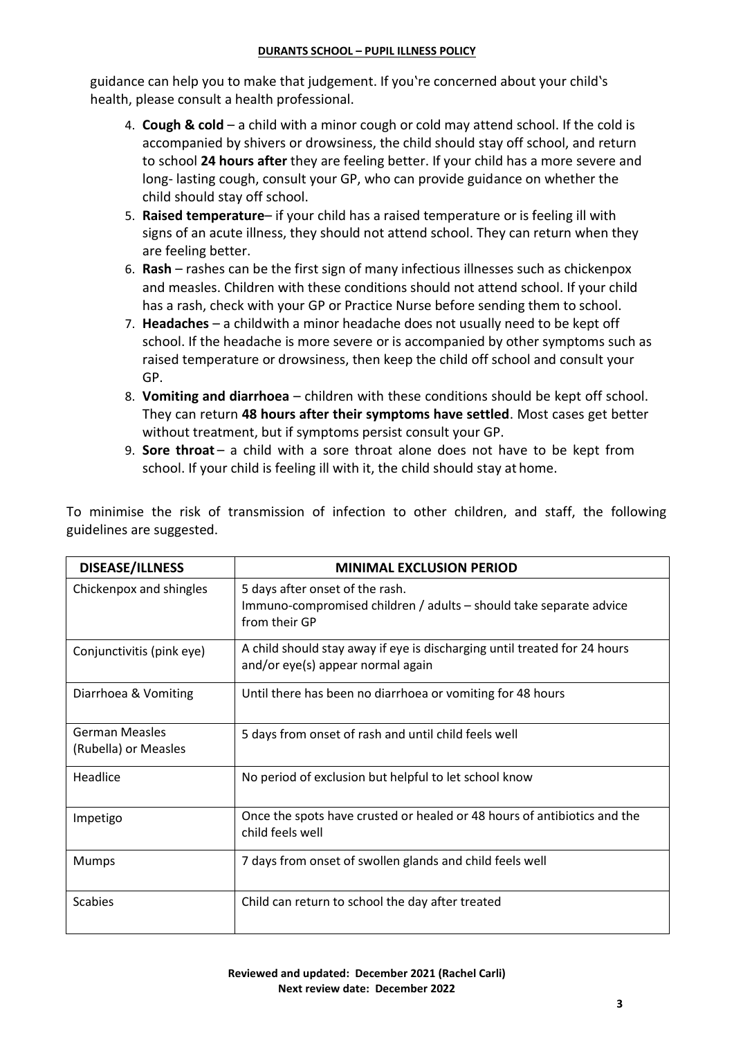guidance can help you to make that judgement. If you're concerned about your child's health, please consult a health professional.

4. **Cough & cold** – a child with a minor cough or cold may attend school. If the cold is accompanied by shivers or drowsiness, the child should stay off school, and return to school **24 hours after** they are feeling better. If your child has a more severe and long- lasting cough, consult your GP, who can provide guidance on whether the child should stay off school.
5. **Raised temperature**– if your child has a raised temperature or is feeling ill with signs of an acute illness, they should not attend school. They can return when they are feeling better.
6. **Rash** – rashes can be the first sign of many infectious illnesses such as chickenpox and measles. Children with these conditions should not attend school. If your child has a rash, check with your GP or Practice Nurse before sending them to school.
7. **Headaches** – a childwith a minor headache does not usually need to be kept off school. If the headache is more severe or is accompanied by other symptoms such as raised temperature or drowsiness, then keep the child off school and consult your GP.
8. **Vomiting and diarrhoea** – children with these conditions should be kept off school. They can return **48 hours after their symptoms have settled**. Most cases get better without treatment, but if symptoms persist consult your GP.
9. **Sore throat** – a child with a sore throat alone does not have to be kept from school. If your child is feeling ill with it, the child should stay at home.

To minimise the risk of transmission of infection to other children, and staff, the following guidelines are suggested.

| DISEASE/ILLNESS | MINIMAL EXCLUSION PERIOD |
|---|---|
| Chickenpox and shingles | 5 days after onset of the rash.<br>Immuno-compromised children / adults – should take separate advice from their GP |
| Conjunctivitis (pink eye) | A child should stay away if eye is discharging until treated for 24 hours and/or eye(s) appear normal again |
| Diarrhoea & Vomiting | Until there has been no diarrhoea or vomiting for 48 hours |
| German Measles (Rubella) or Measles | 5 days from onset of rash and until child feels well |
| Headlice | No period of exclusion but helpful to let school know |
| Impetigo | Once the spots have crusted or healed or 48 hours of antibiotics and the child feels well |
| Mumps | 7 days from onset of swollen glands and child feels well |
| Scabies | Child can return to school the day after treated |

**Reviewed and updated: December 2021 (Rachel Carli)**
**Next review date: December 2022**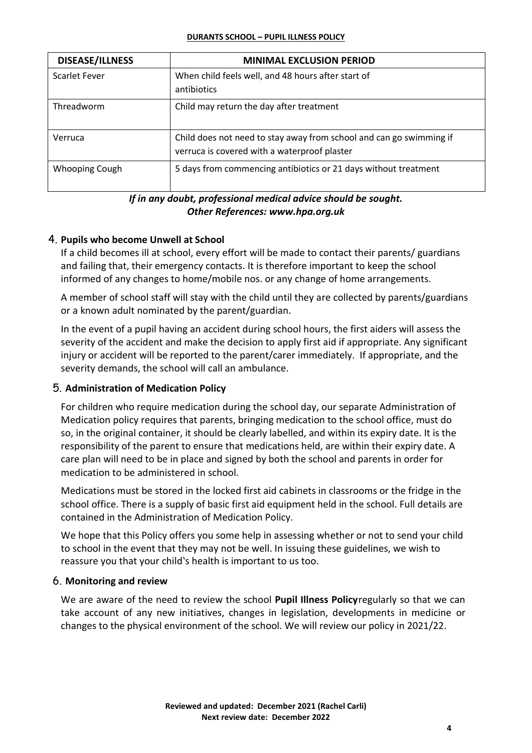| DISEASE/ILLNESS | MINIMAL EXCLUSION PERIOD |
|---|---|
| Scarlet Fever | When child feels well, and 48 hours after start of antibiotics |
| Threadworm | Child may return the day after treatment |
| Verruca | Child does not need to stay away from school and can go swimming if verruca is covered with a waterproof plaster |
| Whooping Cough | 5 days from commencing antibiotics or 21 days without treatment |

***If in any doubt, professional medical advice should be sought.***
***Other References: www.hpa.org.uk***

## 4. Pupils who become Unwell at School

If a child becomes ill at school, every effort will be made to contact their parents/ guardians and failing that, their emergency contacts. It is therefore important to keep the school informed of any changes to home/mobile nos. or any change of home arrangements.

A member of school staff will stay with the child until they are collected by parents/guardians or a known adult nominated by the parent/guardian.

In the event of a pupil having an accident during school hours, the first aiders will assess the severity of the accident and make the decision to apply first aid if appropriate. Any significant injury or accident will be reported to the parent/carer immediately. If appropriate, and the severity demands, the school will call an ambulance.

## 5. Administration of Medication Policy

For children who require medication during the school day, our separate Administration of Medication policy requires that parents, bringing medication to the school office, must do so, in the original container, it should be clearly labelled, and within its expiry date. It is the responsibility of the parent to ensure that medications held, are within their expiry date. A care plan will need to be in place and signed by both the school and parents in order for medication to be administered in school.

Medications must be stored in the locked first aid cabinets in classrooms or the fridge in the school office. There is a supply of basic first aid equipment held in the school. Full details are contained in the Administration of Medication Policy.

We hope that this Policy offers you some help in assessing whether or not to send your child to school in the event that they may not be well. In issuing these guidelines, we wish to reassure you that your child's health is important to us too.

## 6. Monitoring and review

We are aware of the need to review the school **Pupil Illness Policy** regularly so that we can take account of any new initiatives, changes in legislation, developments in medicine or changes to the physical environment of the school. We will review our policy in 2021/22.

**Reviewed and updated: December 2021 (Rachel Carli)**
**Next review date: December 2022**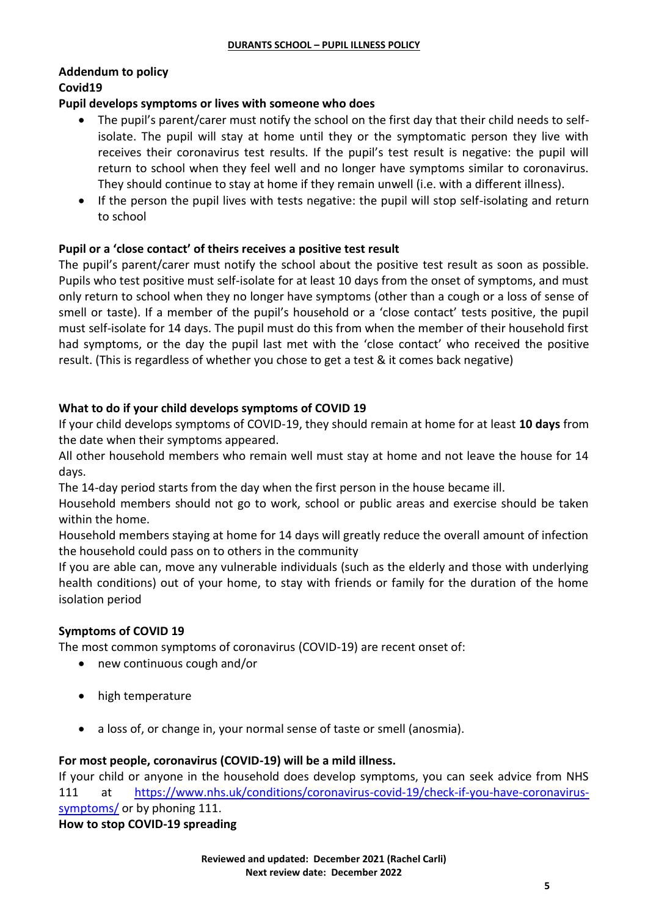**Addendum to policy**

**Covid19**

**Pupil develops symptoms or lives with someone who does**

- The pupil's parent/carer must notify the school on the first day that their child needs to self-isolate. The pupil will stay at home until they or the symptomatic person they live with receives their coronavirus test results. If the pupil's test result is negative: the pupil will return to school when they feel well and no longer have symptoms similar to coronavirus. They should continue to stay at home if they remain unwell (i.e. with a different illness).
- If the person the pupil lives with tests negative: the pupil will stop self-isolating and return to school

**Pupil or a 'close contact' of theirs receives a positive test result**

The pupil's parent/carer must notify the school about the positive test result as soon as possible. Pupils who test positive must self-isolate for at least 10 days from the onset of symptoms, and must only return to school when they no longer have symptoms (other than a cough or a loss of sense of smell or taste). If a member of the pupil's household or a 'close contact' tests positive, the pupil must self-isolate for 14 days. The pupil must do this from when the member of their household first had symptoms, or the day the pupil last met with the 'close contact' who received the positive result. (This is regardless of whether you chose to get a test & it comes back negative)

**What to do if your child develops symptoms of COVID 19**

If your child develops symptoms of COVID-19, they should remain at home for at least **10 days** from the date when their symptoms appeared.

All other household members who remain well must stay at home and not leave the house for 14 days.

The 14-day period starts from the day when the first person in the house became ill.

Household members should not go to work, school or public areas and exercise should be taken within the home.

Household members staying at home for 14 days will greatly reduce the overall amount of infection the household could pass on to others in the community

If you are able can, move any vulnerable individuals (such as the elderly and those with underlying health conditions) out of your home, to stay with friends or family for the duration of the home isolation period

**Symptoms of COVID 19**

The most common symptoms of coronavirus (COVID-19) are recent onset of:

- new continuous cough and/or
- high temperature
- a loss of, or change in, your normal sense of taste or smell (anosmia).

**For most people, coronavirus (COVID-19) will be a mild illness.**

If your child or anyone in the household does develop symptoms, you can seek advice from NHS 111 at https://www.nhs.uk/conditions/coronavirus-covid-19/check-if-you-have-coronavirus-symptoms/ or by phoning 111.

**How to stop COVID-19 spreading**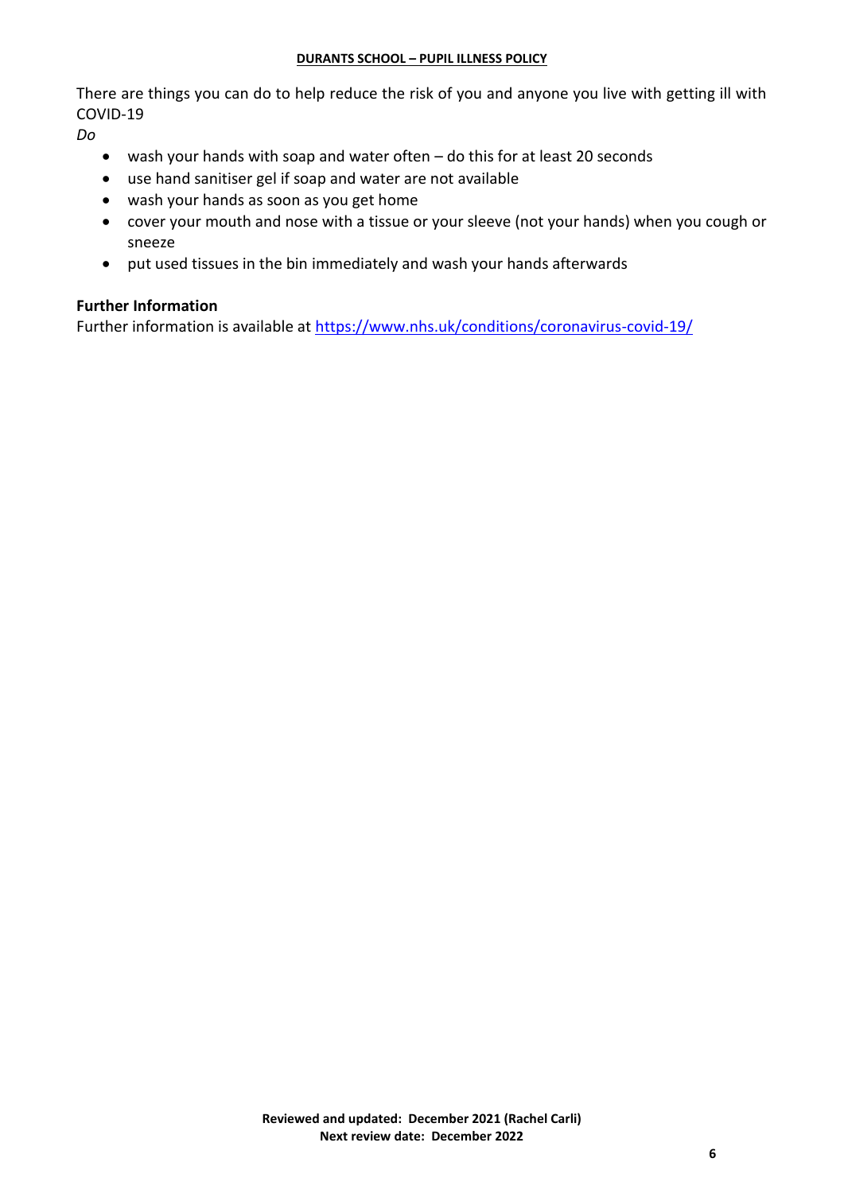There are things you can do to help reduce the risk of you and anyone you live with getting ill with COVID-19

*Do*

- wash your hands with soap and water often – do this for at least 20 seconds
- use hand sanitiser gel if soap and water are not available
- wash your hands as soon as you get home
- cover your mouth and nose with a tissue or your sleeve (not your hands) when you cough or sneeze
- put used tissues in the bin immediately and wash your hands afterwards

**Further Information**

Further information is available at https://www.nhs.uk/conditions/coronavirus-covid-19/

**Reviewed and updated: December 2021 (Rachel Carli)**
**Next review date: December 2022**